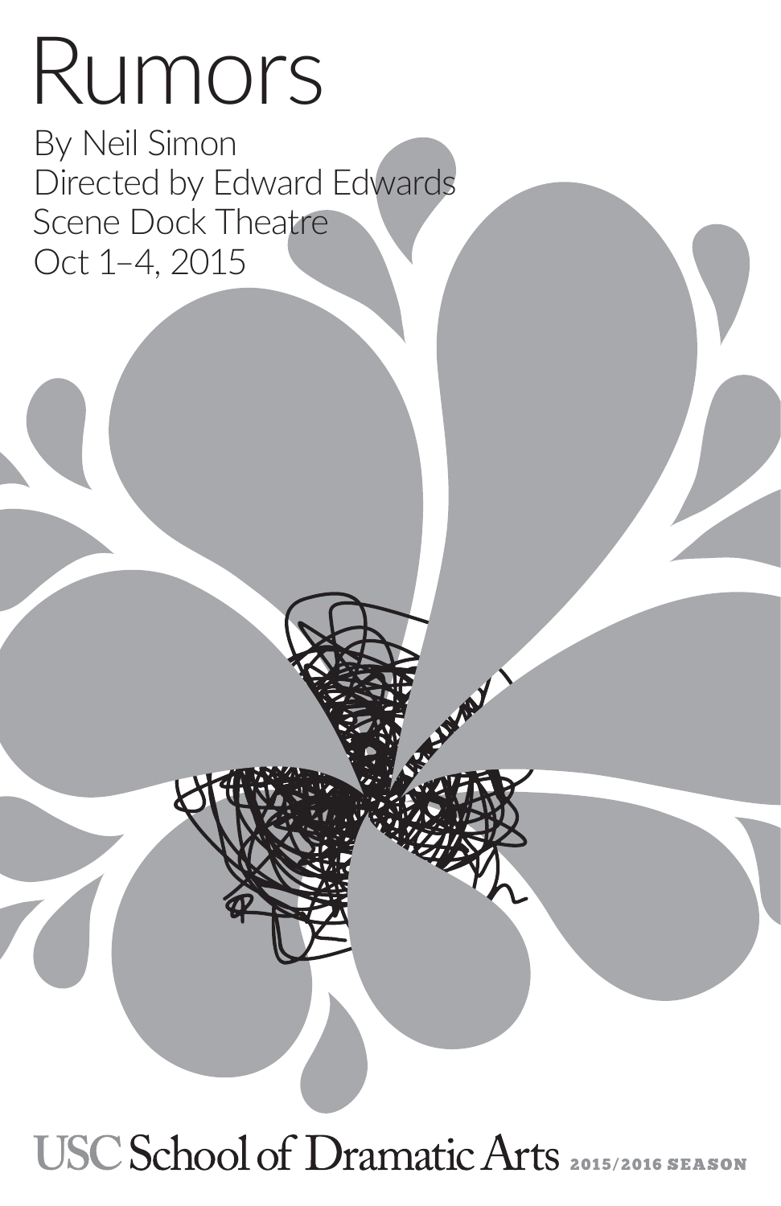# Rumors

By Neil Simon
Directed by Edward Edwards
Scene Dock Theatre
Oct 1–4, 2015

USC School of Dramatic Arts 2015/2016 SEASON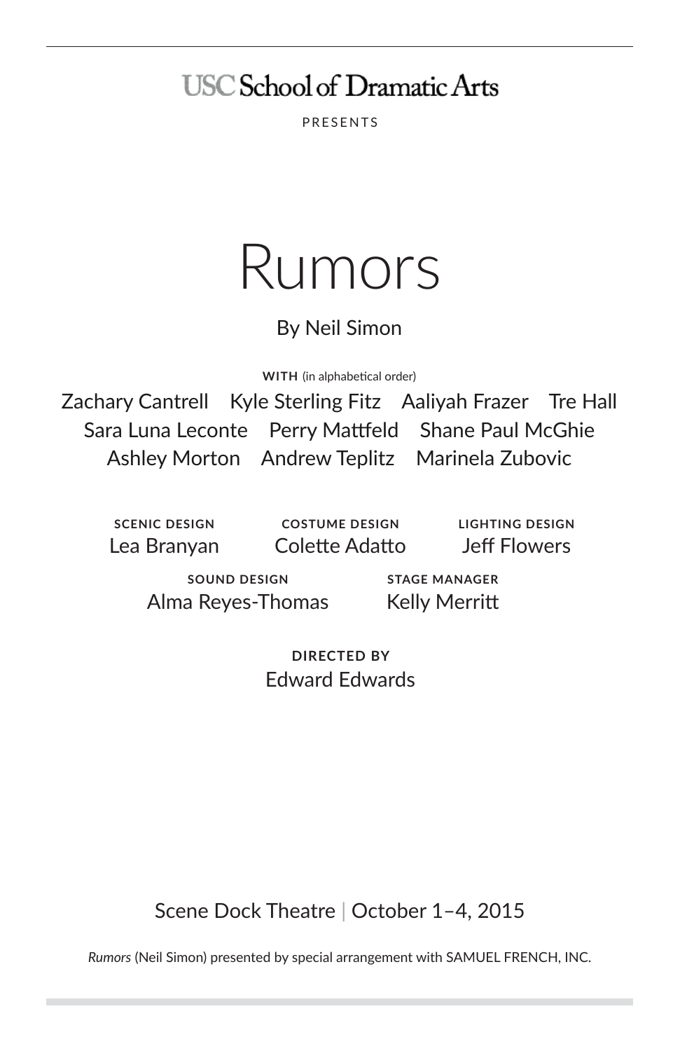USC School of Dramatic Arts

PRESENTS

# Rumors

By Neil Simon

**WITH** (in alphabetical order)

Zachary Cantrell Kyle Sterling Fitz Aaliyah Frazer Tre Hall
Sara Luna Leconte Perry Mattfeld Shane Paul McGhie
Ashley Morton Andrew Teplitz Marinela Zubovic

**SCENIC DESIGN**
Lea Branyan

**COSTUME DESIGN**
Colette Adatto

**LIGHTING DESIGN**
Jeff Flowers

**SOUND DESIGN**
Alma Reyes-Thomas

**STAGE MANAGER**
Kelly Merritt

**DIRECTED BY**
Edward Edwards

Scene Dock Theatre | October 1–4, 2015

*Rumors* (Neil Simon) presented by special arrangement with SAMUEL FRENCH, INC.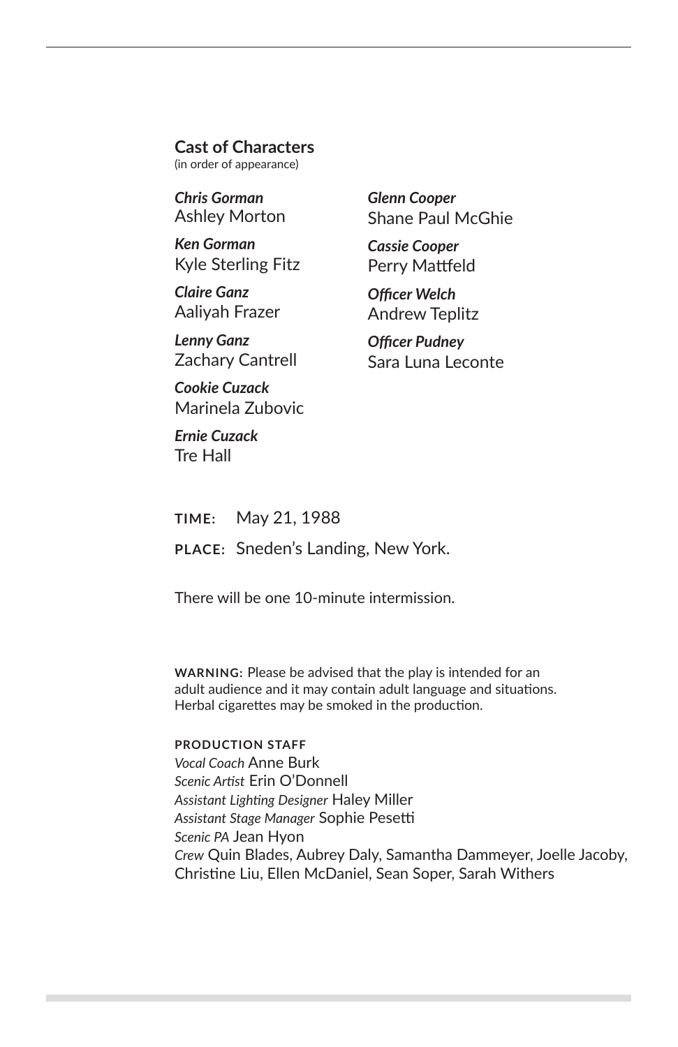## Cast of Characters

(in order of appearance)

***Chris Gorman***
Ashley Morton

***Ken Gorman***
Kyle Sterling Fitz

***Claire Ganz***
Aaliyah Frazer

***Lenny Ganz***
Zachary Cantrell

***Cookie Cuzack***
Marinela Zubovic

***Ernie Cuzack***
Tre Hall

***Glenn Cooper***
Shane Paul McGhie

***Cassie Cooper***
Perry Mattfeld

***Officer Welch***
Andrew Teplitz

***Officer Pudney***
Sara Luna Leconte

**TIME:** May 21, 1988

**PLACE:** Sneden's Landing, New York.

There will be one 10-minute intermission.

**WARNING:** Please be advised that the play is intended for an adult audience and it may contain adult language and situations. Herbal cigarettes may be smoked in the production.

**PRODUCTION STAFF**

*Vocal Coach* Anne Burk
*Scenic Artist* Erin O'Donnell
*Assistant Lighting Designer* Haley Miller
*Assistant Stage Manager* Sophie Pesetti
*Scenic PA* Jean Hyon
*Crew* Quin Blades, Aubrey Daly, Samantha Dammeyer, Joelle Jacoby, Christine Liu, Ellen McDaniel, Sean Soper, Sarah Withers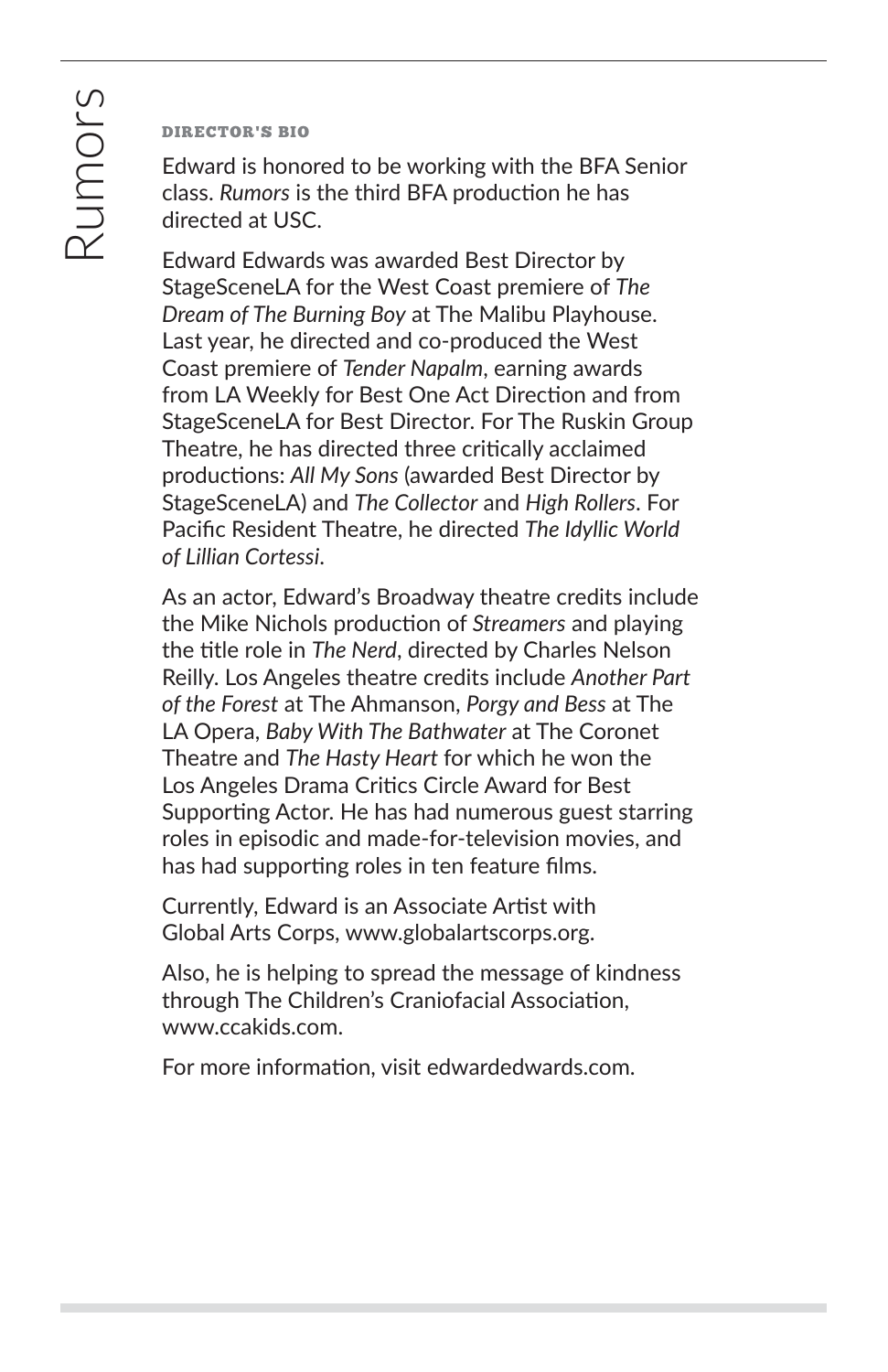## DIRECTOR'S BIO

Edward is honored to be working with the BFA Senior class. *Rumors* is the third BFA production he has directed at USC.

Edward Edwards was awarded Best Director by StageSceneLA for the West Coast premiere of *The Dream of The Burning Boy* at The Malibu Playhouse. Last year, he directed and co-produced the West Coast premiere of *Tender Napalm*, earning awards from LA Weekly for Best One Act Direction and from StageSceneLA for Best Director. For The Ruskin Group Theatre, he has directed three critically acclaimed productions: *All My Sons* (awarded Best Director by StageSceneLA) and *The Collector* and *High Rollers*. For Pacific Resident Theatre, he directed *The Idyllic World of Lillian Cortessi*.

As an actor, Edward's Broadway theatre credits include the Mike Nichols production of *Streamers* and playing the title role in *The Nerd*, directed by Charles Nelson Reilly. Los Angeles theatre credits include *Another Part of the Forest* at The Ahmanson, *Porgy and Bess* at The LA Opera, *Baby With The Bathwater* at The Coronet Theatre and *The Hasty Heart* for which he won the Los Angeles Drama Critics Circle Award for Best Supporting Actor. He has had numerous guest starring roles in episodic and made-for-television movies, and has had supporting roles in ten feature films.

Currently, Edward is an Associate Artist with Global Arts Corps, www.globalartscorps.org.

Also, he is helping to spread the message of kindness through The Children's Craniofacial Association, www.ccakids.com.

For more information, visit edwardedwards.com.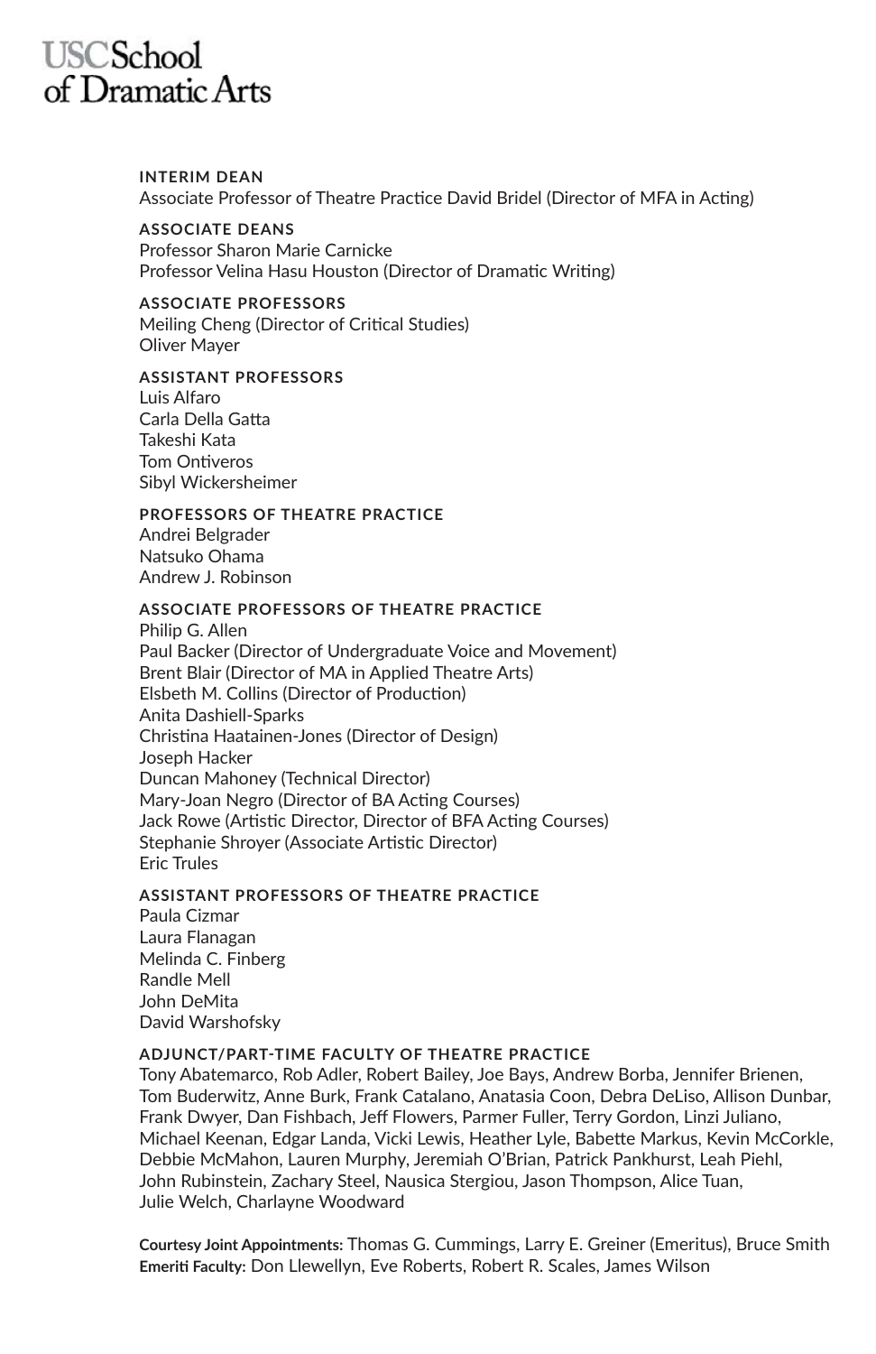USC School of Dramatic Arts

**INTERIM DEAN**
Associate Professor of Theatre Practice David Bridel (Director of MFA in Acting)

**ASSOCIATE DEANS**
Professor Sharon Marie Carnicke
Professor Velina Hasu Houston (Director of Dramatic Writing)

**ASSOCIATE PROFESSORS**
Meiling Cheng (Director of Critical Studies)
Oliver Mayer

**ASSISTANT PROFESSORS**
Luis Alfaro
Carla Della Gatta
Takeshi Kata
Tom Ontiveros
Sibyl Wickersheimer

**PROFESSORS OF THEATRE PRACTICE**
Andrei Belgrader
Natsuko Ohama
Andrew J. Robinson

**ASSOCIATE PROFESSORS OF THEATRE PRACTICE**
Philip G. Allen
Paul Backer (Director of Undergraduate Voice and Movement)
Brent Blair (Director of MA in Applied Theatre Arts)
Elsbeth M. Collins (Director of Production)
Anita Dashiell-Sparks
Christina Haatainen-Jones (Director of Design)
Joseph Hacker
Duncan Mahoney (Technical Director)
Mary-Joan Negro (Director of BA Acting Courses)
Jack Rowe (Artistic Director, Director of BFA Acting Courses)
Stephanie Shroyer (Associate Artistic Director)
Eric Trules

**ASSISTANT PROFESSORS OF THEATRE PRACTICE**
Paula Cizmar
Laura Flanagan
Melinda C. Finberg
Randle Mell
John DeMita
David Warshofsky

**ADJUNCT/PART-TIME FACULTY OF THEATRE PRACTICE**
Tony Abatemarco, Rob Adler, Robert Bailey, Joe Bays, Andrew Borba, Jennifer Brienen, Tom Buderwitz, Anne Burk, Frank Catalano, Anatasia Coon, Debra DeLiso, Allison Dunbar, Frank Dwyer, Dan Fishbach, Jeff Flowers, Parmer Fuller, Terry Gordon, Linzi Juliano, Michael Keenan, Edgar Landa, Vicki Lewis, Heather Lyle, Babette Markus, Kevin McCorkle, Debbie McMahon, Lauren Murphy, Jeremiah O'Brian, Patrick Pankhurst, Leah Piehl, John Rubinstein, Zachary Steel, Nausica Stergiou, Jason Thompson, Alice Tuan, Julie Welch, Charlayne Woodward

**Courtesy Joint Appointments:** Thomas G. Cummings, Larry E. Greiner (Emeritus), Bruce Smith
**Emeriti Faculty:** Don Llewellyn, Eve Roberts, Robert R. Scales, James Wilson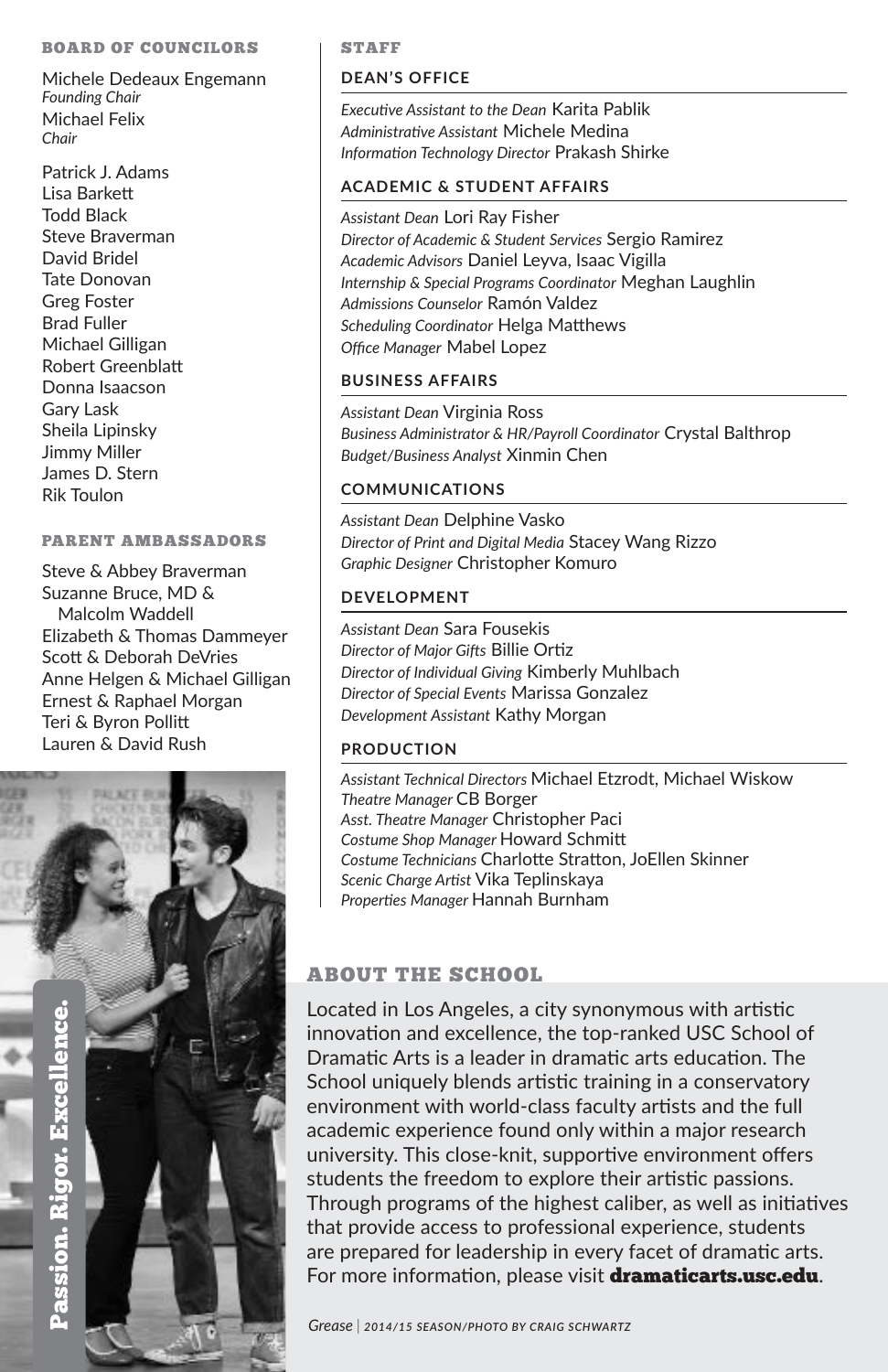## BOARD OF COUNCILORS

Michele Dedeaux Engemann
*Founding Chair*
Michael Felix
*Chair*

Patrick J. Adams
Lisa Barkett
Todd Black
Steve Braverman
David Bridel
Tate Donovan
Greg Foster
Brad Fuller
Michael Gilligan
Robert Greenblatt
Donna Isaacson
Gary Lask
Sheila Lipinsky
Jimmy Miller
James D. Stern
Rik Toulon

## PARENT AMBASSADORS

Steve & Abbey Braverman
Suzanne Bruce, MD & Malcolm Waddell
Elizabeth & Thomas Dammeyer
Scott & Deborah DeVries
Anne Helgen & Michael Gilligan
Ernest & Raphael Morgan
Teri & Byron Pollitt
Lauren & David Rush

Passion. Rigor. Excellence.

## STAFF

### DEAN'S OFFICE

*Executive Assistant to the Dean* Karita Pablik
*Administrative Assistant* Michele Medina
*Information Technology Director* Prakash Shirke

### ACADEMIC & STUDENT AFFAIRS

*Assistant Dean* Lori Ray Fisher
*Director of Academic & Student Services* Sergio Ramirez
*Academic Advisors* Daniel Leyva, Isaac Vigilla
*Internship & Special Programs Coordinator* Meghan Laughlin
*Admissions Counselor* Ramón Valdez
*Scheduling Coordinator* Helga Matthews
*Office Manager* Mabel Lopez

### BUSINESS AFFAIRS

*Assistant Dean* Virginia Ross
*Business Administrator & HR/Payroll Coordinator* Crystal Balthrop
*Budget/Business Analyst* Xinmin Chen

### COMMUNICATIONS

*Assistant Dean* Delphine Vasko
*Director of Print and Digital Media* Stacey Wang Rizzo
*Graphic Designer* Christopher Komuro

### DEVELOPMENT

*Assistant Dean* Sara Fousekis
*Director of Major Gifts* Billie Ortiz
*Director of Individual Giving* Kimberly Muhlbach
*Director of Special Events* Marissa Gonzalez
*Development Assistant* Kathy Morgan

### PRODUCTION

*Assistant Technical Directors* Michael Etzrodt, Michael Wiskow
*Theatre Manager* CB Borger
*Asst. Theatre Manager* Christopher Paci
*Costume Shop Manager* Howard Schmitt
*Costume Technicians* Charlotte Stratton, JoEllen Skinner
*Scenic Charge Artist* Vika Teplinskaya
*Properties Manager* Hannah Burnham

## ABOUT THE SCHOOL

Located in Los Angeles, a city synonymous with artistic innovation and excellence, the top-ranked USC School of Dramatic Arts is a leader in dramatic arts education. The School uniquely blends artistic training in a conservatory environment with world-class faculty artists and the full academic experience found only within a major research university. This close-knit, supportive environment offers students the freedom to explore their artistic passions. Through programs of the highest caliber, as well as initiatives that provide access to professional experience, students are prepared for leadership in every facet of dramatic arts. For more information, please visit **dramaticarts.usc.edu**.

*Grease* | 2014/15 SEASON/PHOTO BY CRAIG SCHWARTZ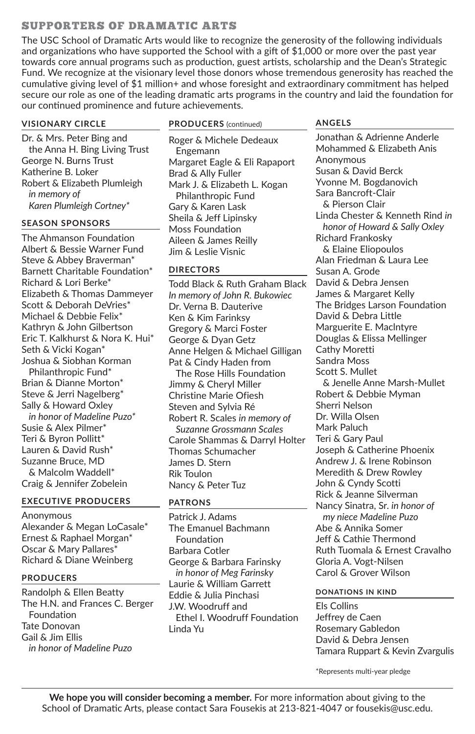## SUPPORTERS OF DRAMATIC ARTS

The USC School of Dramatic Arts would like to recognize the generosity of the following individuals and organizations who have supported the School with a gift of $1,000 or more over the past year towards core annual programs such as production, guest artists, scholarship and the Dean's Strategic Fund. We recognize at the visionary level those donors whose tremendous generosity has reached the cumulative giving level of $1 million+ and whose foresight and extraordinary commitment has helped secure our role as one of the leading dramatic arts programs in the country and laid the foundation for our continued prominence and future achievements.

### VISIONARY CIRCLE

Dr. & Mrs. Peter Bing and the Anna H. Bing Living Trust
George N. Burns Trust
Katherine B. Loker
Robert & Elizabeth Plumleigh *in memory of Karen Plumleigh Cortney**

### SEASON SPONSORS

The Ahmanson Foundation
Albert & Bessie Warner Fund
Steve & Abbey Braverman*
Barnett Charitable Foundation*
Richard & Lori Berke*
Elizabeth & Thomas Dammeyer
Scott & Deborah DeVries*
Michael & Debbie Felix*
Kathryn & John Gilbertson
Eric T. Kalkhurst & Nora K. Hui*
Seth & Vicki Kogan*
Joshua & Siobhan Korman Philanthropic Fund*
Brian & Dianne Morton*
Steve & Jerri Nagelberg*
Sally & Howard Oxley *in honor of Madeline Puzo**
Susie & Alex Pilmer*
Teri & Byron Pollitt*
Lauren & David Rush*
Suzanne Bruce, MD & Malcolm Waddell*
Craig & Jennifer Zobelein

### EXECUTIVE PRODUCERS

Anonymous
Alexander & Megan LoCasale*
Ernest & Raphael Morgan*
Oscar & Mary Pallares*
Richard & Diane Weinberg

### PRODUCERS

Randolph & Ellen Beatty
The H.N. and Frances C. Berger Foundation
Tate Donovan
Gail & Jim Ellis *in honor of Madeline Puzo*
Roger & Michele Dedeaux Engemann
Margaret Eagle & Eli Rapaport
Brad & Ally Fuller
Mark J. & Elizabeth L. Kogan Philanthropic Fund
Gary & Karen Lask
Sheila & Jeff Lipinsky
Moss Foundation
Aileen & James Reilly
Jim & Leslie Visnic

### DIRECTORS

Todd Black & Ruth Graham Black *In memory of John R. Bukowiec*
Dr. Verna B. Dauterive
Ken & Kim Farinksy
Gregory & Marci Foster
George & Dyan Getz
Anne Helgen & Michael Gilligan
Pat & Cindy Haden from The Rose Hills Foundation
Jimmy & Cheryl Miller
Christine Marie Ofiesh
Steven and Sylvia Ré
Robert R. Scales *in memory of Suzanne Grossmann Scales*
Carole Shammas & Darryl Holter
Thomas Schumacher
James D. Stern
Rik Toulon
Nancy & Peter Tuz

### PATRONS

Patrick J. Adams
The Emanuel Bachmann Foundation
Barbara Cotler
George & Barbara Farinsky *in honor of Meg Farinsky*
Laurie & William Garrett
Eddie & Julia Pinchasi
J.W. Woodruff and Ethel I. Woodruff Foundation
Linda Yu

### ANGELS

Jonathan & Adrienne Anderle
Mohammed & Elizabeth Anis
Anonymous
Susan & David Berck
Yvonne M. Bogdanovich
Sara Bancroft-Clair & Pierson Clair
Linda Chester & Kenneth Rind *in honor of Howard & Sally Oxley*
Richard Frankosky & Elaine Eliopoulos
Alan Friedman & Laura Lee
Susan A. Grode
David & Debra Jensen
James & Margaret Kelly
The Bridges Larson Foundation
David & Debra Little
Marguerite E. MacIntyre
Douglas & Elissa Mellinger
Cathy Moretti
Sandra Moss
Scott S. Mullet & Jenelle Anne Marsh-Mullet
Robert & Debbie Myman
Sherri Nelson
Dr. Willa Olsen
Mark Paluch
Teri & Gary Paul
Joseph & Catherine Phoenix
Andrew J. & Irene Robinson
Meredith & Drew Rowley
John & Cyndy Scotti
Rick & Jeanne Silverman
Nancy Sinatra, Sr. *in honor of my niece Madeline Puzo*
Abe & Annika Somer
Jeff & Cathie Thermond
Ruth Tuomala & Ernest Cravalho
Gloria A. Vogt-Nilsen
Carol & Grover Wilson

### DONATIONS IN KIND

Els Collins
Jeffrey de Caen
Rosemary Gabledon
David & Debra Jensen
Tamara Ruppart & Kevin Zvargulis

*Represents multi-year pledge

**We hope you will consider becoming a member.** For more information about giving to the School of Dramatic Arts, please contact Sara Fousekis at 213-821-4047 or fousekis@usc.edu.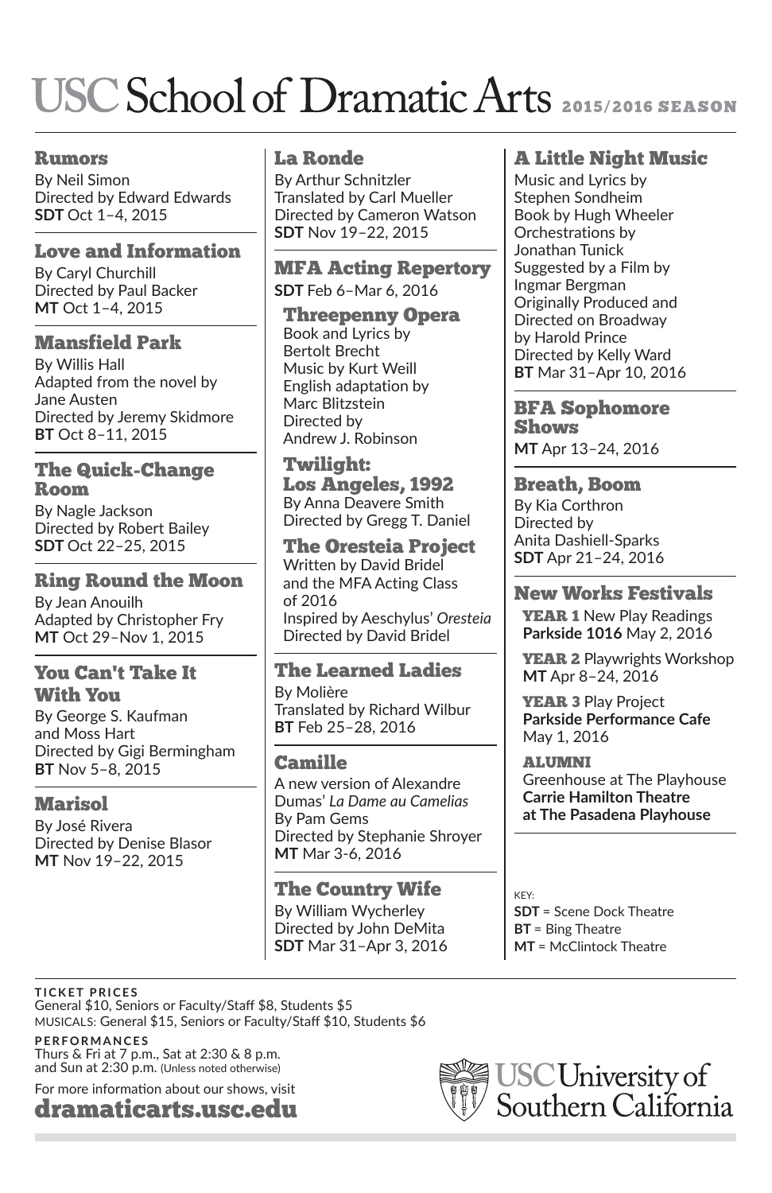# USC School of Dramatic Arts 2015/2016 SEASON

### Rumors
By Neil Simon
Directed by Edward Edwards
**SDT** Oct 1–4, 2015

### Love and Information
By Caryl Churchill
Directed by Paul Backer
**MT** Oct 1–4, 2015

### Mansfield Park
By Willis Hall
Adapted from the novel by Jane Austen
Directed by Jeremy Skidmore
**BT** Oct 8–11, 2015

### The Quick-Change Room
By Nagle Jackson
Directed by Robert Bailey
**SDT** Oct 22–25, 2015

### Ring Round the Moon
By Jean Anouilh
Adapted by Christopher Fry
**MT** Oct 29–Nov 1, 2015

### You Can't Take It With You
By George S. Kaufman and Moss Hart
Directed by Gigi Bermingham
**BT** Nov 5–8, 2015

### Marisol
By José Rivera
Directed by Denise Blasor
**MT** Nov 19–22, 2015

### La Ronde
By Arthur Schnitzler
Translated by Carl Mueller
Directed by Cameron Watson
**SDT** Nov 19–22, 2015

### MFA Acting Repertory
**SDT** Feb 6–Mar 6, 2016

#### Threepenny Opera
Book and Lyrics by Bertolt Brecht
Music by Kurt Weill
English adaptation by Marc Blitzstein
Directed by Andrew J. Robinson

#### Twilight: Los Angeles, 1992
By Anna Deavere Smith
Directed by Gregg T. Daniel

#### The Oresteia Project
Written by David Bridel and the MFA Acting Class of 2016
Inspired by Aeschylus' *Oresteia*
Directed by David Bridel

### The Learned Ladies
By Molière
Translated by Richard Wilbur
**BT** Feb 25–28, 2016

### Camille
A new version of Alexandre Dumas' *La Dame au Camelias*
By Pam Gems
Directed by Stephanie Shroyer
**MT** Mar 3-6, 2016

### The Country Wife
By William Wycherley
Directed by John DeMita
**SDT** Mar 31–Apr 3, 2016

### A Little Night Music
Music and Lyrics by Stephen Sondheim
Book by Hugh Wheeler
Orchestrations by Jonathan Tunick
Suggested by a Film by Ingmar Bergman
Originally Produced and Directed on Broadway by Harold Prince
Directed by Kelly Ward
**BT** Mar 31–Apr 10, 2016

### BFA Sophomore Shows
**MT** Apr 13–24, 2016

### Breath, Boom
By Kia Corthron
Directed by Anita Dashiell-Sparks
**SDT** Apr 21–24, 2016

### New Works Festivals
**YEAR 1** New Play Readings
**Parkside 1016** May 2, 2016

**YEAR 2** Playwrights Workshop
**MT** Apr 8–24, 2016

**YEAR 3** Play Project
**Parkside Performance Cafe** May 1, 2016

**ALUMNI**
Greenhouse at The Playhouse
**Carrie Hamilton Theatre at The Pasadena Playhouse**

KEY:
**SDT** = Scene Dock Theatre
**BT** = Bing Theatre
**MT** = McClintock Theatre

**TICKET PRICES**
General $10, Seniors or Faculty/Staff $8, Students $5
MUSICALS: General $15, Seniors or Faculty/Staff $10, Students $6

**PERFORMANCES**
Thurs & Fri at 7 p.m., Sat at 2:30 & 8 p.m. and Sun at 2:30 p.m. (Unless noted otherwise)

For more information about our shows, visit
**dramaticarts.usc.edu**

USC University of Southern California